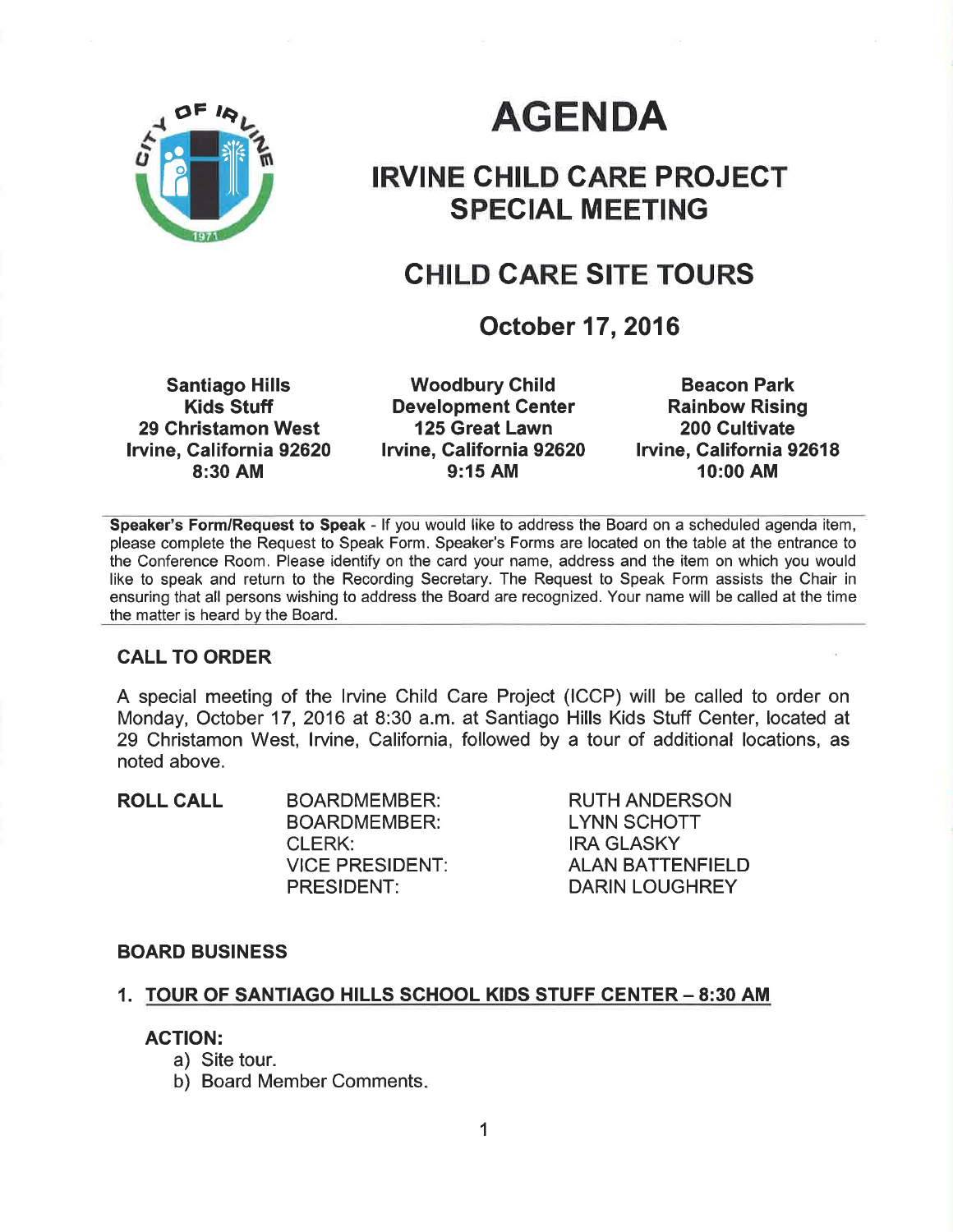# AGENDA

## IRVINE CHILD CARE PROJECT SPECIAL MEETING

## CHILD CARE SITE TOURS

### October 17, 2016

| Santiago Hills Kids Stuff | Woodbury Child Development Center | Beacon Park Rainbow Rising |
|---|---|---|
| 29 Christamon West | 125 Great Lawn | 200 Cultivate |
| Irvine, California 92620 | Irvine, California 92620 | Irvine, California 92618 |
| 8:30 AM | 9:15 AM | 10:00 AM |

**Speaker's Form/Request to Speak** - If you would like to address the Board on a scheduled agenda item, please complete the Request to Speak Form. Speaker's Forms are located on the table at the entrance to the Conference Room. Please identify on the card your name, address and the item on which you would like to speak and return to the Recording Secretary. The Request to Speak Form assists the Chair in ensuring that all persons wishing to address the Board are recognized. Your name will be called at the time the matter is heard by the Board.

**CALL TO ORDER**

A special meeting of the Irvine Child Care Project (ICCP) will be called to order on Monday, October 17, 2016 at 8:30 a.m. at Santiago Hills Kids Stuff Center, located at 29 Christamon West, Irvine, California, followed by a tour of additional locations, as noted above.

**ROLL CALL**

| | |
|---|---|
| BOARDMEMBER: | RUTH ANDERSON |
| BOARDMEMBER: | LYNN SCHOTT |
| CLERK: | IRA GLASKY |
| VICE PRESIDENT: | ALAN BATTENFIELD |
| PRESIDENT: | DARIN LOUGHREY |

**BOARD BUSINESS**

1. **TOUR OF SANTIAGO HILLS SCHOOL KIDS STUFF CENTER – 8:30 AM**

   **ACTION:**
   a) Site tour.
   b) Board Member Comments.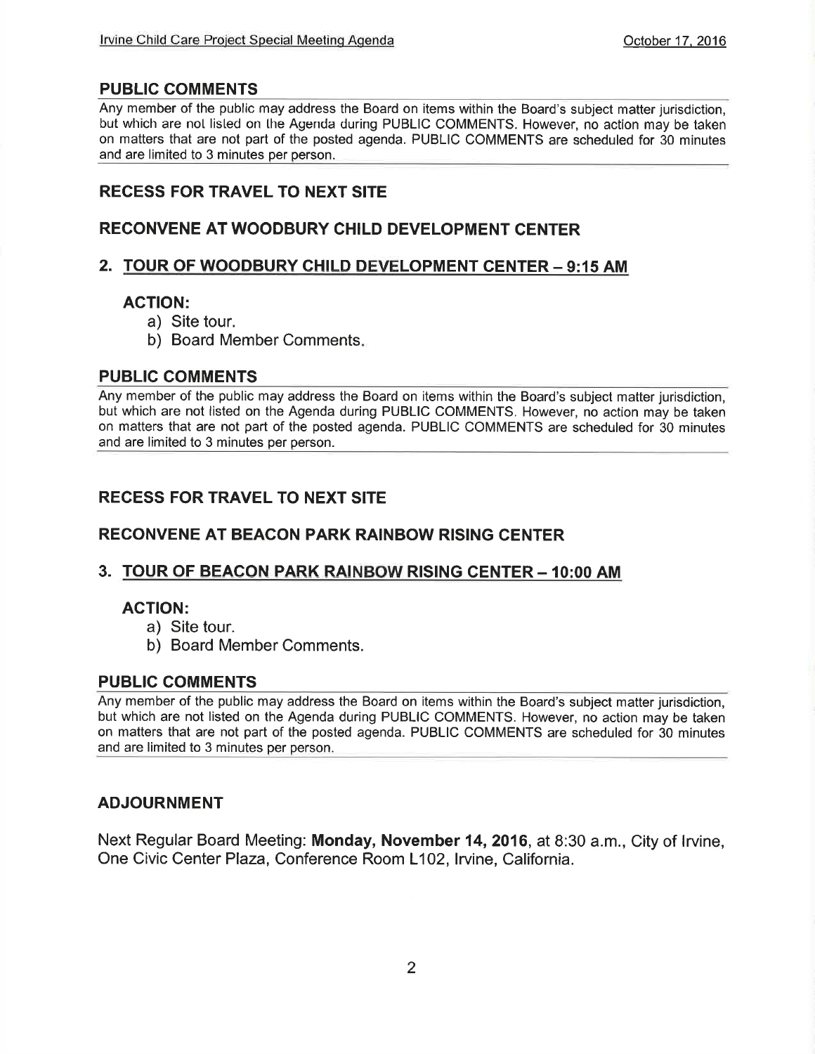## PUBLIC COMMENTS

Any member of the public may address the Board on items within the Board's subject matter jurisdiction, but which are not listed on the Agenda during PUBLIC COMMENTS. However, no action may be taken on matters that are not part of the posted agenda. PUBLIC COMMENTS are scheduled for 30 minutes and are limited to 3 minutes per person.

## RECESS FOR TRAVEL TO NEXT SITE

## RECONVENE AT WOODBURY CHILD DEVELOPMENT CENTER

## 2. TOUR OF WOODBURY CHILD DEVELOPMENT CENTER – 9:15 AM

### ACTION:

a) Site tour.
b) Board Member Comments.

## PUBLIC COMMENTS

Any member of the public may address the Board on items within the Board's subject matter jurisdiction, but which are not listed on the Agenda during PUBLIC COMMENTS. However, no action may be taken on matters that are not part of the posted agenda. PUBLIC COMMENTS are scheduled for 30 minutes and are limited to 3 minutes per person.

## RECESS FOR TRAVEL TO NEXT SITE

## RECONVENE AT BEACON PARK RAINBOW RISING CENTER

## 3. TOUR OF BEACON PARK RAINBOW RISING CENTER – 10:00 AM

### ACTION:

a) Site tour.
b) Board Member Comments.

## PUBLIC COMMENTS

Any member of the public may address the Board on items within the Board's subject matter jurisdiction, but which are not listed on the Agenda during PUBLIC COMMENTS. However, no action may be taken on matters that are not part of the posted agenda. PUBLIC COMMENTS are scheduled for 30 minutes and are limited to 3 minutes per person.

## ADJOURNMENT

Next Regular Board Meeting: **Monday, November 14, 2016**, at 8:30 a.m., City of Irvine, One Civic Center Plaza, Conference Room L102, Irvine, California.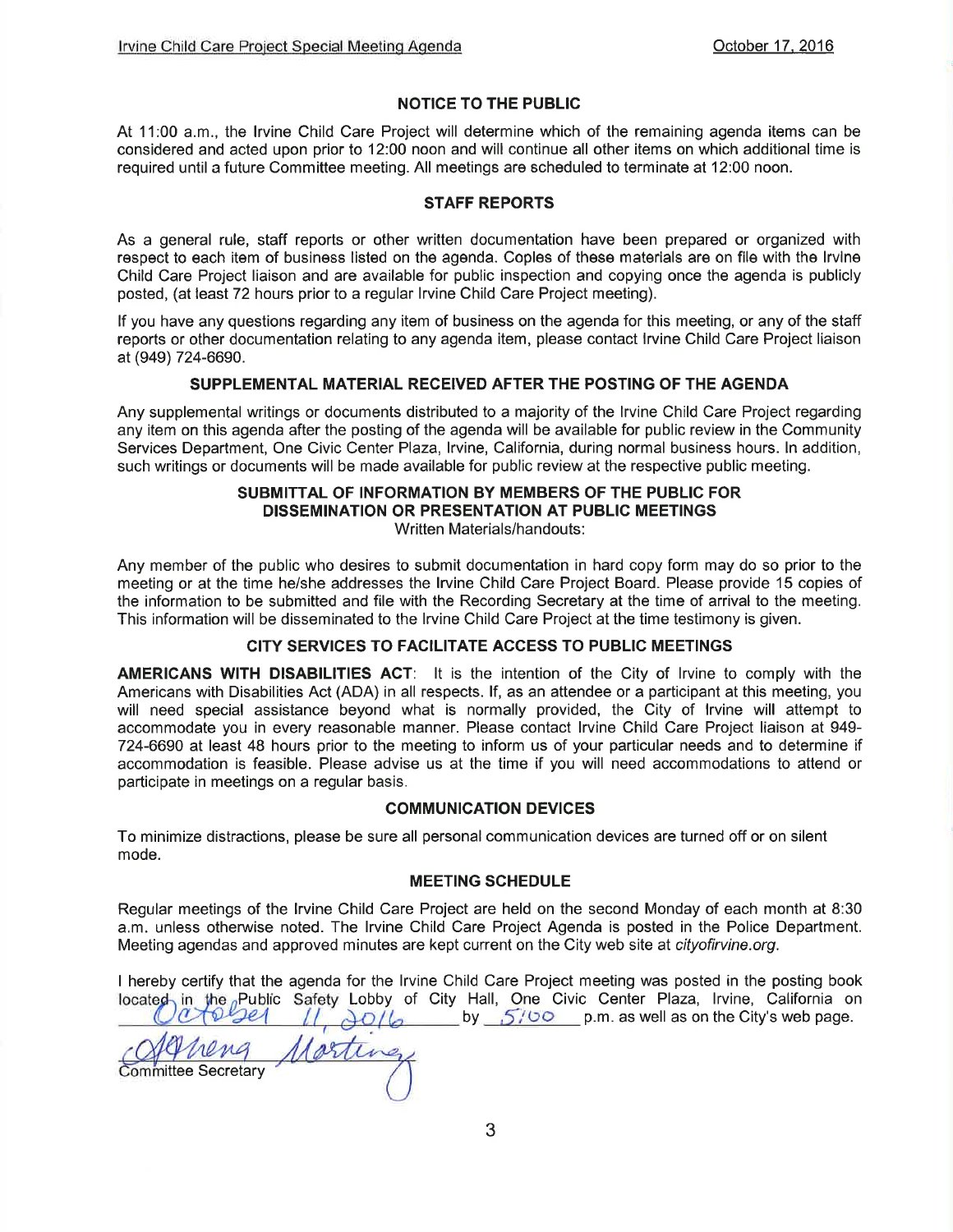### NOTICE TO THE PUBLIC

At 11:00 a.m., the Irvine Child Care Project will determine which of the remaining agenda items can be considered and acted upon prior to 12:00 noon and will continue all other items on which additional time is required until a future Committee meeting. All meetings are scheduled to terminate at 12:00 noon.

### STAFF REPORTS

As a general rule, staff reports or other written documentation have been prepared or organized with respect to each item of business listed on the agenda. Copies of these materials are on file with the Irvine Child Care Project liaison and are available for public inspection and copying once the agenda is publicly posted, (at least 72 hours prior to a regular Irvine Child Care Project meeting).

If you have any questions regarding any item of business on the agenda for this meeting, or any of the staff reports or other documentation relating to any agenda item, please contact Irvine Child Care Project liaison at (949) 724-6690.

### SUPPLEMENTAL MATERIAL RECEIVED AFTER THE POSTING OF THE AGENDA

Any supplemental writings or documents distributed to a majority of the Irvine Child Care Project regarding any item on this agenda after the posting of the agenda will be available for public review in the Community Services Department, One Civic Center Plaza, Irvine, California, during normal business hours. In addition, such writings or documents will be made available for public review at the respective public meeting.

### SUBMITTAL OF INFORMATION BY MEMBERS OF THE PUBLIC FOR DISSEMINATION OR PRESENTATION AT PUBLIC MEETINGS

Written Materials/handouts:

Any member of the public who desires to submit documentation in hard copy form may do so prior to the meeting or at the time he/she addresses the Irvine Child Care Project Board. Please provide 15 copies of the information to be submitted and file with the Recording Secretary at the time of arrival to the meeting. This information will be disseminated to the Irvine Child Care Project at the time testimony is given.

### CITY SERVICES TO FACILITATE ACCESS TO PUBLIC MEETINGS

**AMERICANS WITH DISABILITIES ACT**: It is the intention of the City of Irvine to comply with the Americans with Disabilities Act (ADA) in all respects. If, as an attendee or a participant at this meeting, you will need special assistance beyond what is normally provided, the City of Irvine will attempt to accommodate you in every reasonable manner. Please contact Irvine Child Care Project liaison at 949-724-6690 at least 48 hours prior to the meeting to inform us of your particular needs and to determine if accommodation is feasible. Please advise us at the time if you will need accommodations to attend or participate in meetings on a regular basis.

### COMMUNICATION DEVICES

To minimize distractions, please be sure all personal communication devices are turned off or on silent mode.

### MEETING SCHEDULE

Regular meetings of the Irvine Child Care Project are held on the second Monday of each month at 8:30 a.m. unless otherwise noted. The Irvine Child Care Project Agenda is posted in the Police Department. Meeting agendas and approved minutes are kept current on the City web site at *cityofirvine.org*.

I hereby certify that the agenda for the Irvine Child Care Project meeting was posted in the posting book located in the Public Safety Lobby of City Hall, One Civic Center Plaza, Irvine, California on October 11, 2016 by 5:00 p.m. as well as on the City's web page.

Athena Martinez
Committee Secretary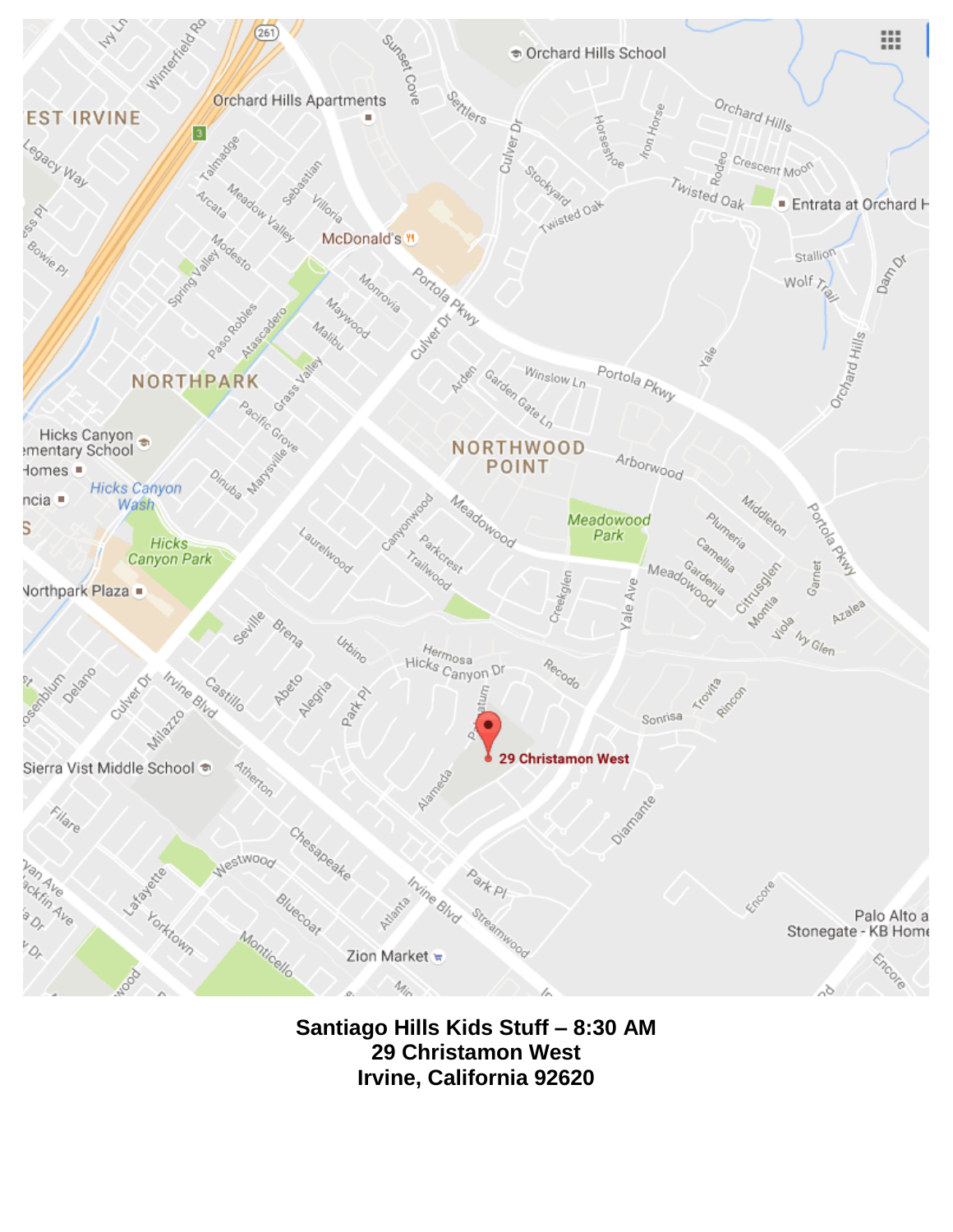**Santiago Hills Kids Stuff – 8:30 AM**
**29 Christamon West**
**Irvine, California 92620**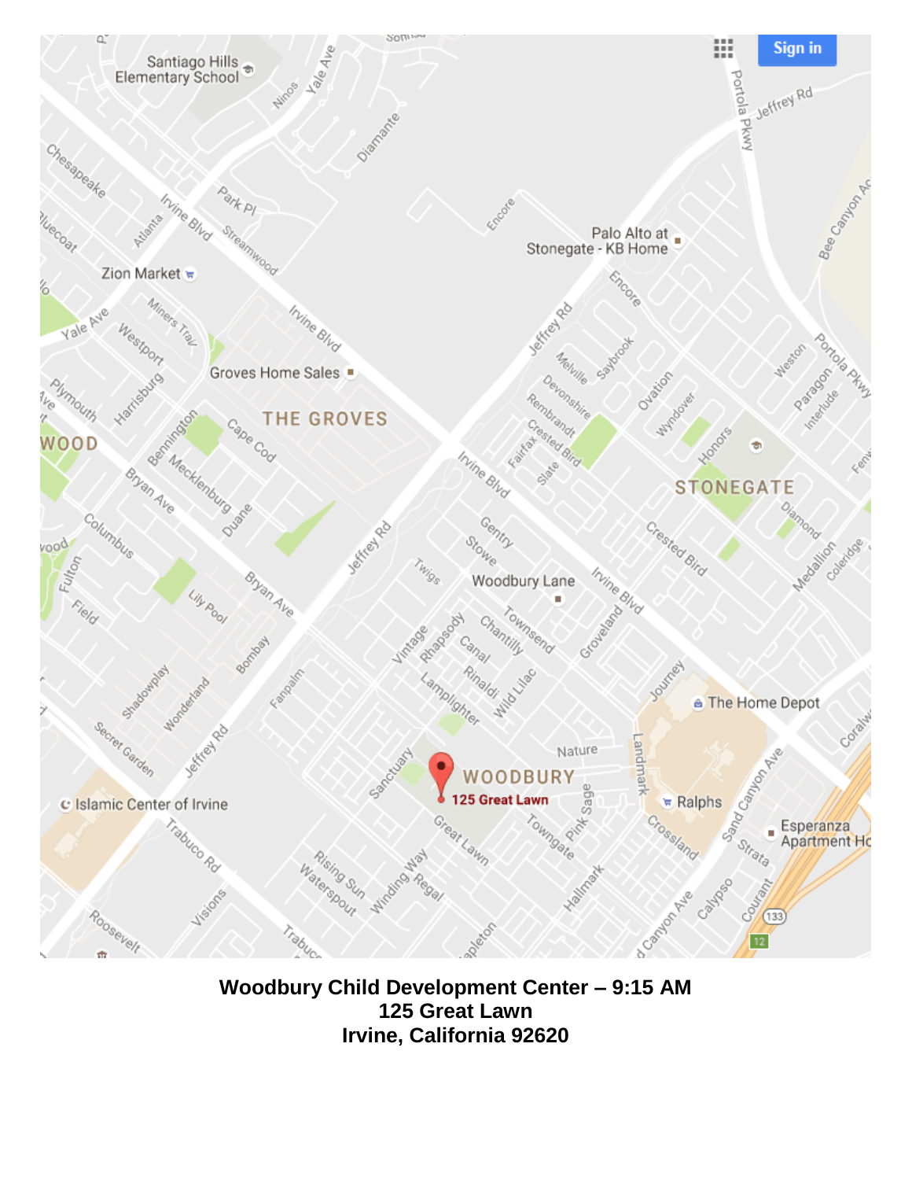**Woodbury Child Development Center – 9:15 AM**
**125 Great Lawn**
**Irvine, California 92620**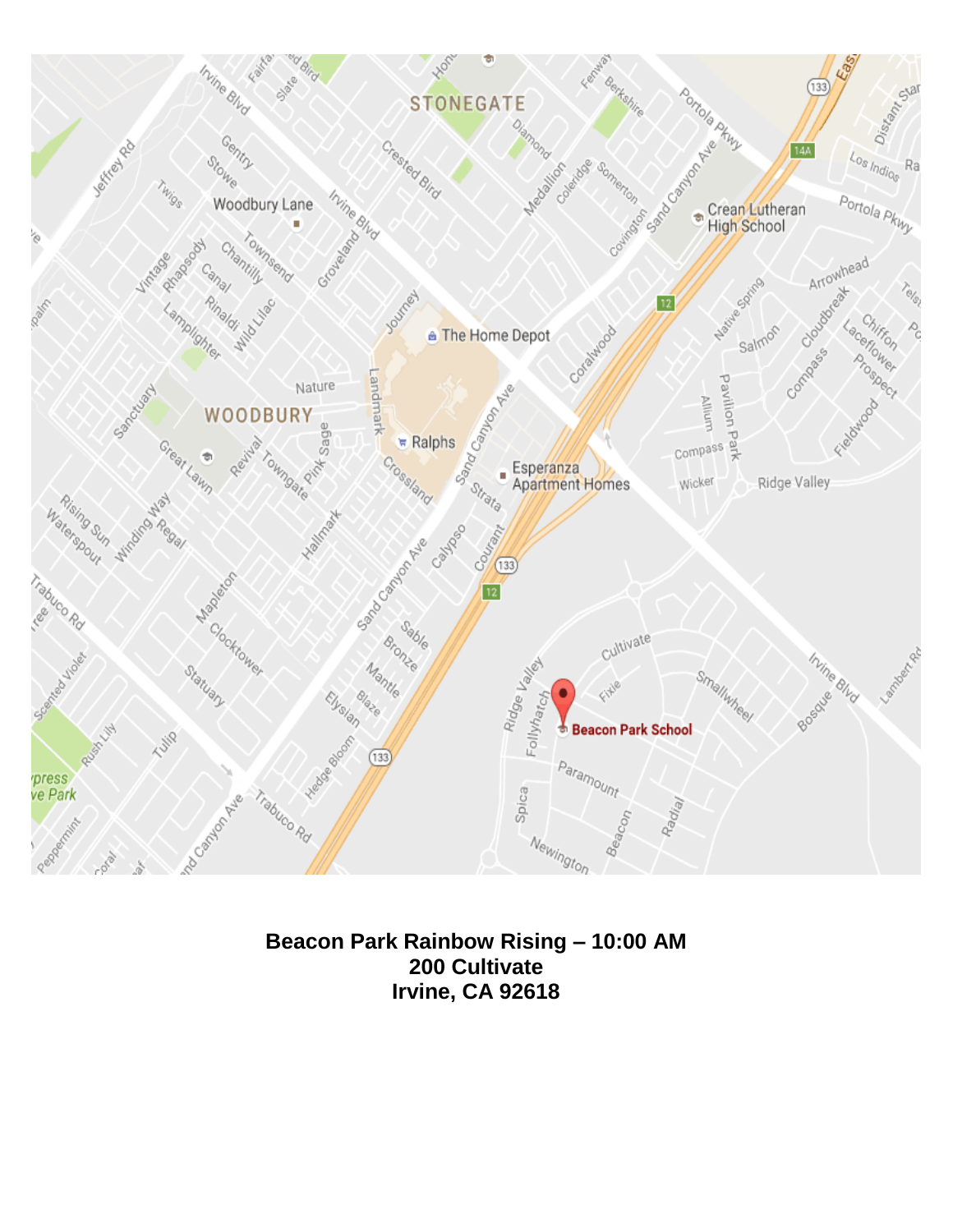**Beacon Park Rainbow Rising – 10:00 AM**
**200 Cultivate**
**Irvine, CA 92618**